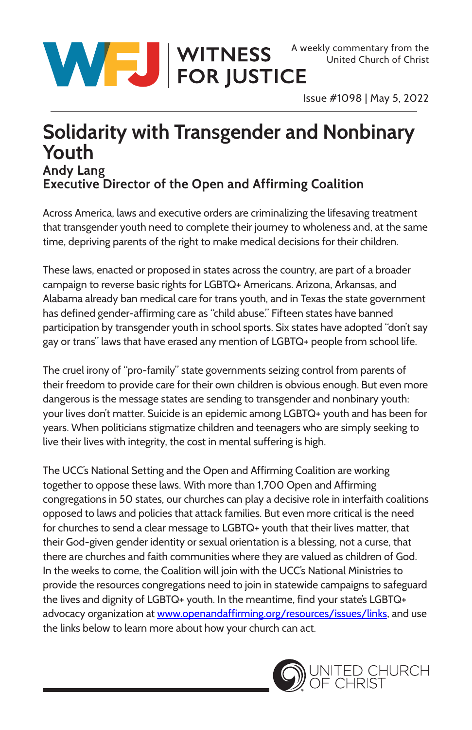WITNESS FOR JUSTICE

A weekly commentary from the United Church of Christ

Issue #1098 | May 5, 2022

# Solidarity with Transgender and Nonbinary Youth

**Andy Lang**
**Executive Director of the Open and Affirming Coalition**

Across America, laws and executive orders are criminalizing the lifesaving treatment that transgender youth need to complete their journey to wholeness and, at the same time, depriving parents of the right to make medical decisions for their children.

These laws, enacted or proposed in states across the country, are part of a broader campaign to reverse basic rights for LGBTQ+ Americans. Arizona, Arkansas, and Alabama already ban medical care for trans youth, and in Texas the state government has defined gender-affirming care as "child abuse." Fifteen states have banned participation by transgender youth in school sports. Six states have adopted "don't say gay or trans" laws that have erased any mention of LGBTQ+ people from school life.

The cruel irony of "pro-family" state governments seizing control from parents of their freedom to provide care for their own children is obvious enough. But even more dangerous is the message states are sending to transgender and nonbinary youth: your lives don't matter. Suicide is an epidemic among LGBTQ+ youth and has been for years. When politicians stigmatize children and teenagers who are simply seeking to live their lives with integrity, the cost in mental suffering is high.

The UCC's National Setting and the Open and Affirming Coalition are working together to oppose these laws. With more than 1,700 Open and Affirming congregations in 50 states, our churches can play a decisive role in interfaith coalitions opposed to laws and policies that attack families. But even more critical is the need for churches to send a clear message to LGBTQ+ youth that their lives matter, that their God-given gender identity or sexual orientation is a blessing, not a curse, that there are churches and faith communities where they are valued as children of God. In the weeks to come, the Coalition will join with the UCC's National Ministries to provide the resources congregations need to join in statewide campaigns to safeguard the lives and dignity of LGBTQ+ youth. In the meantime, find your state's LGBTQ+ advocacy organization at www.openandaffirming.org/resources/issues/links, and use the links below to learn more about how your church can act.

UNITED CHURCH OF CHRIST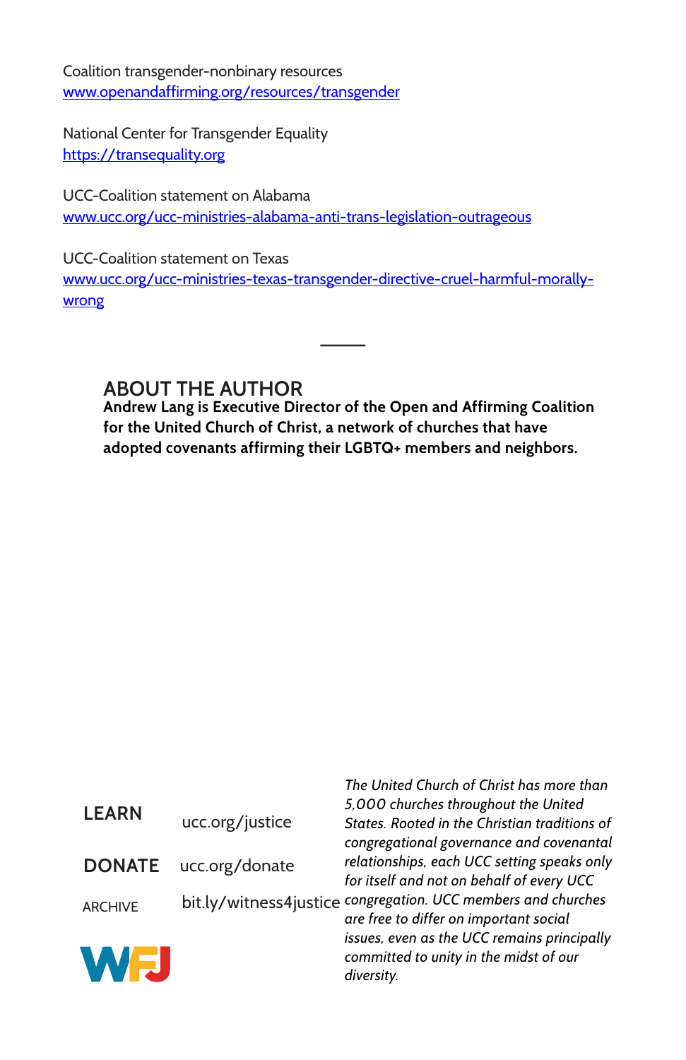Coalition transgender-nonbinary resources
www.openandaffirming.org/resources/transgender

National Center for Transgender Equality
https://transequality.org

UCC-Coalition statement on Alabama
www.ucc.org/ucc-ministries-alabama-anti-trans-legislation-outrageous

UCC-Coalition statement on Texas
www.ucc.org/ucc-ministries-texas-transgender-directive-cruel-harmful-morally-wrong

---

## ABOUT THE AUTHOR

**Andrew Lang is Executive Director of the Open and Affirming Coalition for the United Church of Christ, a network of churches that have adopted covenants affirming their LGBTQ+ members and neighbors.**

**LEARN** ucc.org/justice

**DONATE** ucc.org/donate

ARCHIVE bit.ly/witness4justice

WFJ

*The United Church of Christ has more than 5,000 churches throughout the United States. Rooted in the Christian traditions of congregational governance and covenantal relationships, each UCC setting speaks only for itself and not on behalf of every UCC congregation. UCC members and churches are free to differ on important social issues, even as the UCC remains principally committed to unity in the midst of our diversity.*